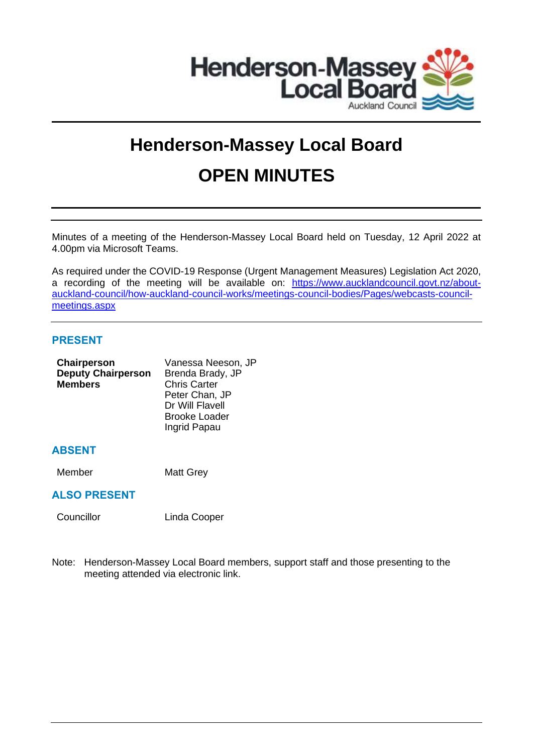# Henderson-Massey Local Board

# OPEN MINUTES

Minutes of a meeting of the Henderson-Massey Local Board held on Tuesday, 12 April 2022 at 4.00pm via Microsoft Teams.

As required under the COVID-19 Response (Urgent Management Measures) Legislation Act 2020, a recording of the meeting will be available on: https://www.aucklandcouncil.govt.nz/about-auckland-council/how-auckland-council-works/meetings-council-bodies/Pages/webcasts-council-meetings.aspx

## PRESENT

| | |
|---|---|
| **Chairperson** | Vanessa Neeson, JP |
| **Deputy Chairperson** | Brenda Brady, JP |
| **Members** | Chris Carter |
| | Peter Chan, JP |
| | Dr Will Flavell |
| | Brooke Loader |
| | Ingrid Papau |

## ABSENT

| | |
|---|---|
| Member | Matt Grey |

## ALSO PRESENT

| | |
|---|---|
| Councillor | Linda Cooper |

Note: Henderson-Massey Local Board members, support staff and those presenting to the meeting attended via electronic link.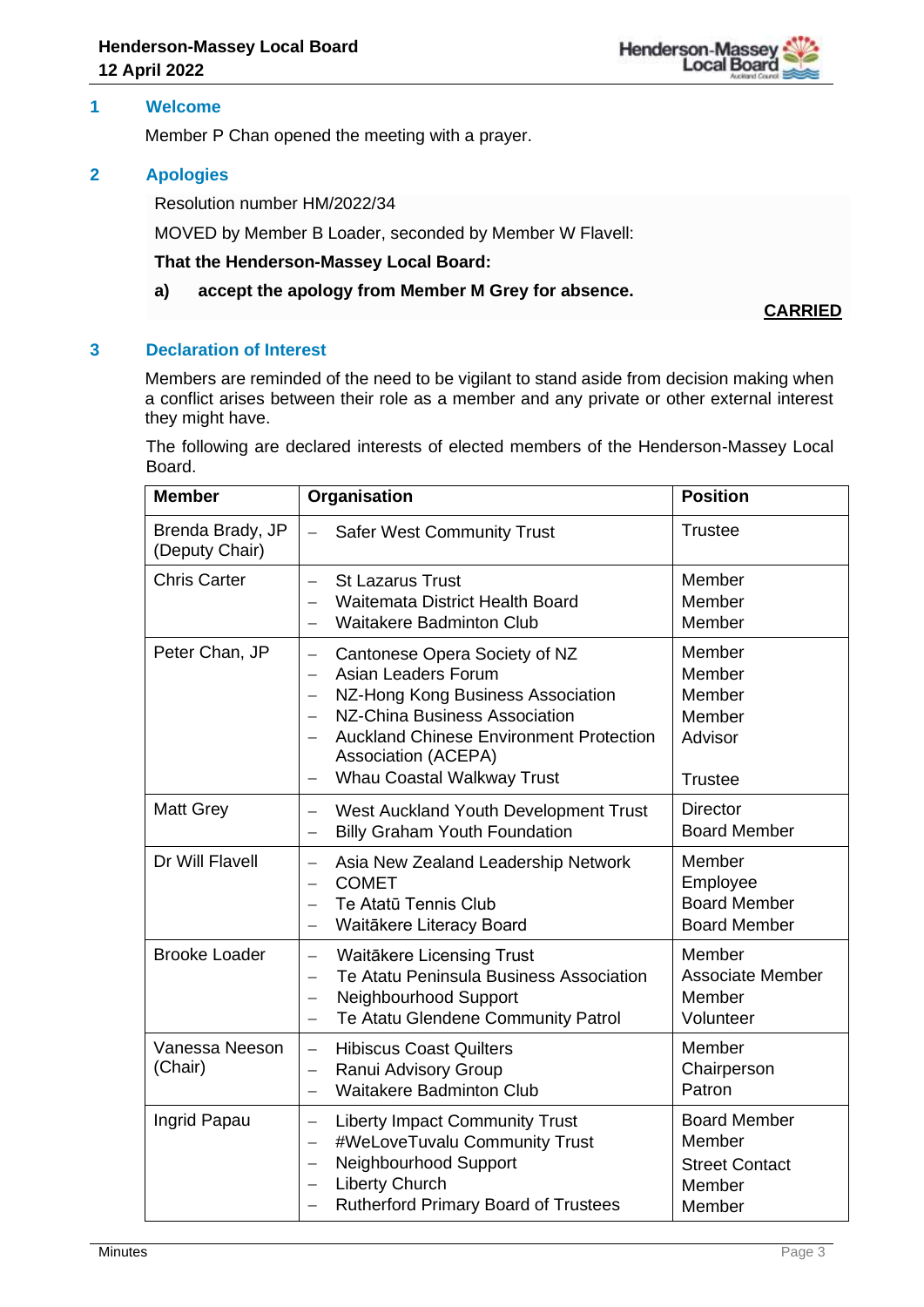## 1 Welcome

Member P Chan opened the meeting with a prayer.

## 2 Apologies

Resolution number HM/2022/34

MOVED by Member B Loader, seconded by Member W Flavell:

**That the Henderson-Massey Local Board:**

**a) accept the apology from Member M Grey for absence.**

**CARRIED**

## 3 Declaration of Interest

Members are reminded of the need to be vigilant to stand aside from decision making when a conflict arises between their role as a member and any private or other external interest they might have.

The following are declared interests of elected members of the Henderson-Massey Local Board.

| Member | Organisation | Position |
|---|---|---|
| Brenda Brady, JP (Deputy Chair) | – Safer West Community Trust | Trustee |
| Chris Carter | – St Lazarus Trust<br>– Waitemata District Health Board<br>– Waitakere Badminton Club | Member<br>Member<br>Member |
| Peter Chan, JP | – Cantonese Opera Society of NZ<br>– Asian Leaders Forum<br>– NZ-Hong Kong Business Association<br>– NZ-China Business Association<br>– Auckland Chinese Environment Protection Association (ACEPA)<br>– Whau Coastal Walkway Trust | Member<br>Member<br>Member<br>Member<br>Advisor<br><br>Trustee |
| Matt Grey | – West Auckland Youth Development Trust<br>– Billy Graham Youth Foundation | Director<br>Board Member |
| Dr Will Flavell | – Asia New Zealand Leadership Network<br>– COMET<br>– Te Atatū Tennis Club<br>– Waitākere Literacy Board | Member<br>Employee<br>Board Member<br>Board Member |
| Brooke Loader | – Waitākere Licensing Trust<br>– Te Atatu Peninsula Business Association<br>– Neighbourhood Support<br>– Te Atatu Glendene Community Patrol | Member<br>Associate Member<br>Member<br>Volunteer |
| Vanessa Neeson (Chair) | – Hibiscus Coast Quilters<br>– Ranui Advisory Group<br>– Waitakere Badminton Club | Member<br>Chairperson<br>Patron |
| Ingrid Papau | – Liberty Impact Community Trust<br>– #WeLoveTuvalu Community Trust<br>– Neighbourhood Support<br>– Liberty Church<br>– Rutherford Primary Board of Trustees | Board Member<br>Member<br>Street Contact<br>Member<br>Member |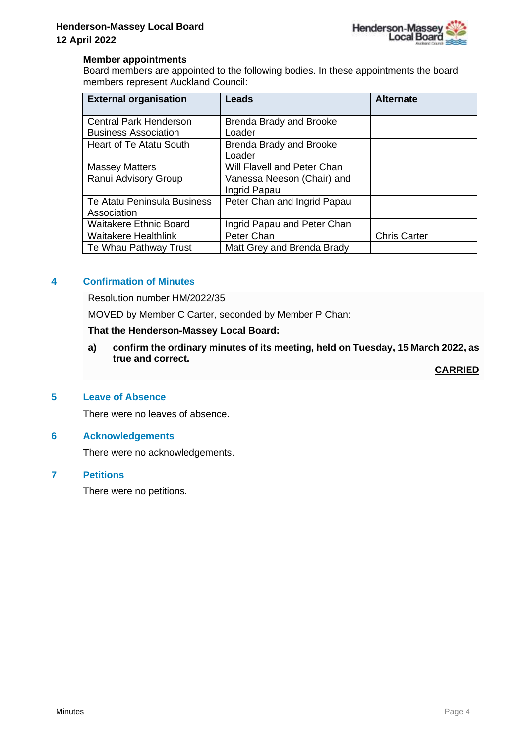**Member appointments**

Board members are appointed to the following bodies. In these appointments the board members represent Auckland Council:

| External organisation | Leads | Alternate |
|---|---|---|
| Central Park Henderson Business Association | Brenda Brady and Brooke Loader | |
| Heart of Te Atatu South | Brenda Brady and Brooke Loader | |
| Massey Matters | Will Flavell and Peter Chan | |
| Ranui Advisory Group | Vanessa Neeson (Chair) and Ingrid Papau | |
| Te Atatu Peninsula Business Association | Peter Chan and Ingrid Papau | |
| Waitakere Ethnic Board | Ingrid Papau and Peter Chan | |
| Waitakere Healthlink | Peter Chan | Chris Carter |
| Te Whau Pathway Trust | Matt Grey and Brenda Brady | |

## 4 Confirmation of Minutes

Resolution number HM/2022/35

MOVED by Member C Carter, seconded by Member P Chan:

**That the Henderson-Massey Local Board:**

**a) confirm the ordinary minutes of its meeting, held on Tuesday, 15 March 2022, as true and correct.**

**CARRIED**

## 5 Leave of Absence

There were no leaves of absence.

## 6 Acknowledgements

There were no acknowledgements.

## 7 Petitions

There were no petitions.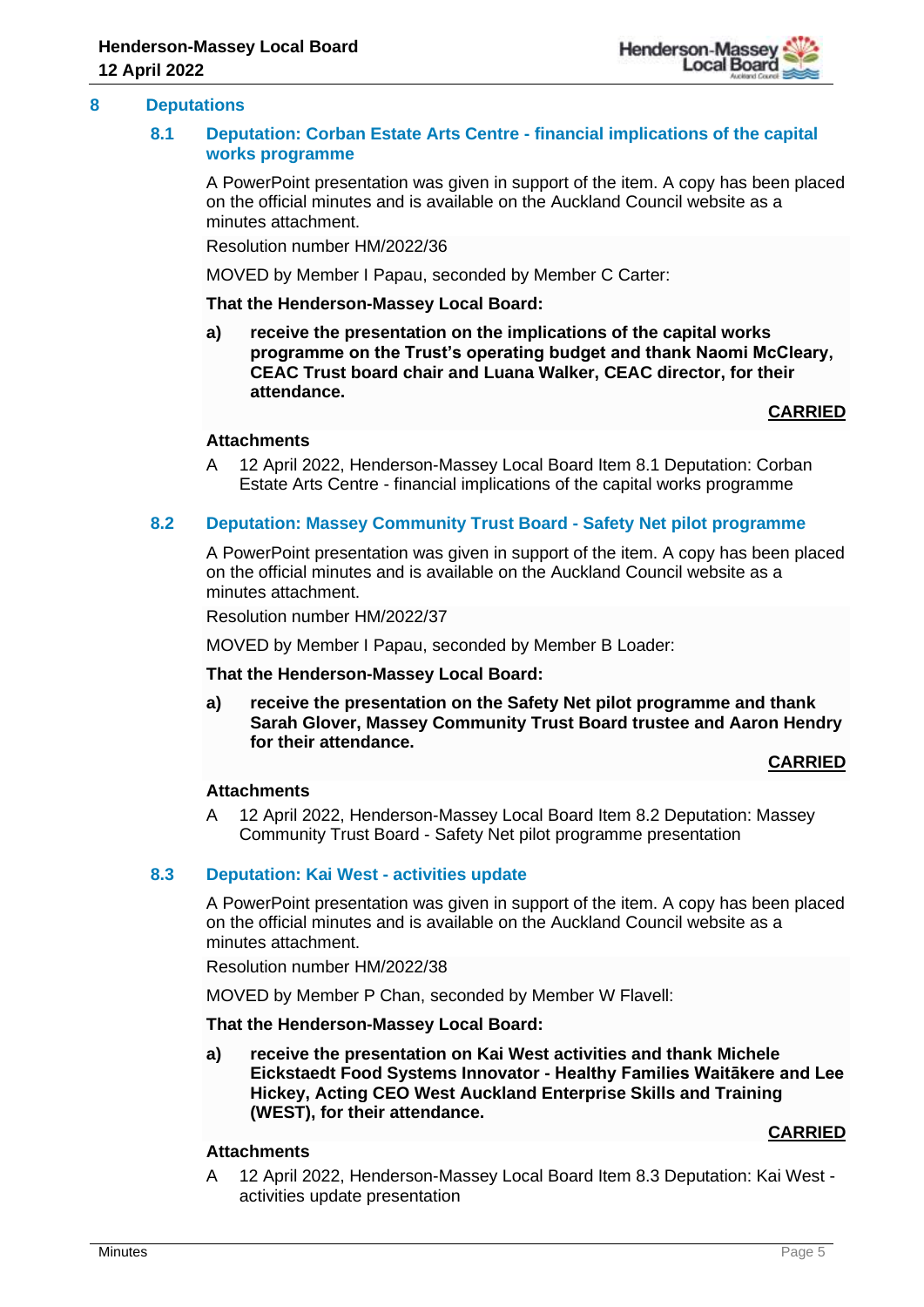# 8 Deputations

## 8.1 Deputation: Corban Estate Arts Centre - financial implications of the capital works programme

A PowerPoint presentation was given in support of the item. A copy has been placed on the official minutes and is available on the Auckland Council website as a minutes attachment.

Resolution number HM/2022/36

MOVED by Member I Papau, seconded by Member C Carter:

**That the Henderson-Massey Local Board:**

**a) receive the presentation on the implications of the capital works programme on the Trust's operating budget and thank Naomi McCleary, CEAC Trust board chair and Luana Walker, CEAC director, for their attendance.**

**CARRIED**

**Attachments**

A 12 April 2022, Henderson-Massey Local Board Item 8.1 Deputation: Corban Estate Arts Centre - financial implications of the capital works programme

## 8.2 Deputation: Massey Community Trust Board - Safety Net pilot programme

A PowerPoint presentation was given in support of the item. A copy has been placed on the official minutes and is available on the Auckland Council website as a minutes attachment.

Resolution number HM/2022/37

MOVED by Member I Papau, seconded by Member B Loader:

**That the Henderson-Massey Local Board:**

**a) receive the presentation on the Safety Net pilot programme and thank Sarah Glover, Massey Community Trust Board trustee and Aaron Hendry for their attendance.**

**CARRIED**

**Attachments**

A 12 April 2022, Henderson-Massey Local Board Item 8.2 Deputation: Massey Community Trust Board - Safety Net pilot programme presentation

## 8.3 Deputation: Kai West - activities update

A PowerPoint presentation was given in support of the item. A copy has been placed on the official minutes and is available on the Auckland Council website as a minutes attachment.

Resolution number HM/2022/38

MOVED by Member P Chan, seconded by Member W Flavell:

**That the Henderson-Massey Local Board:**

**a) receive the presentation on Kai West activities and thank Michele Eickstaedt Food Systems Innovator - Healthy Families Waitākere and Lee Hickey, Acting CEO West Auckland Enterprise Skills and Training (WEST), for their attendance.**

**CARRIED**

**Attachments**

A 12 April 2022, Henderson-Massey Local Board Item 8.3 Deputation: Kai West - activities update presentation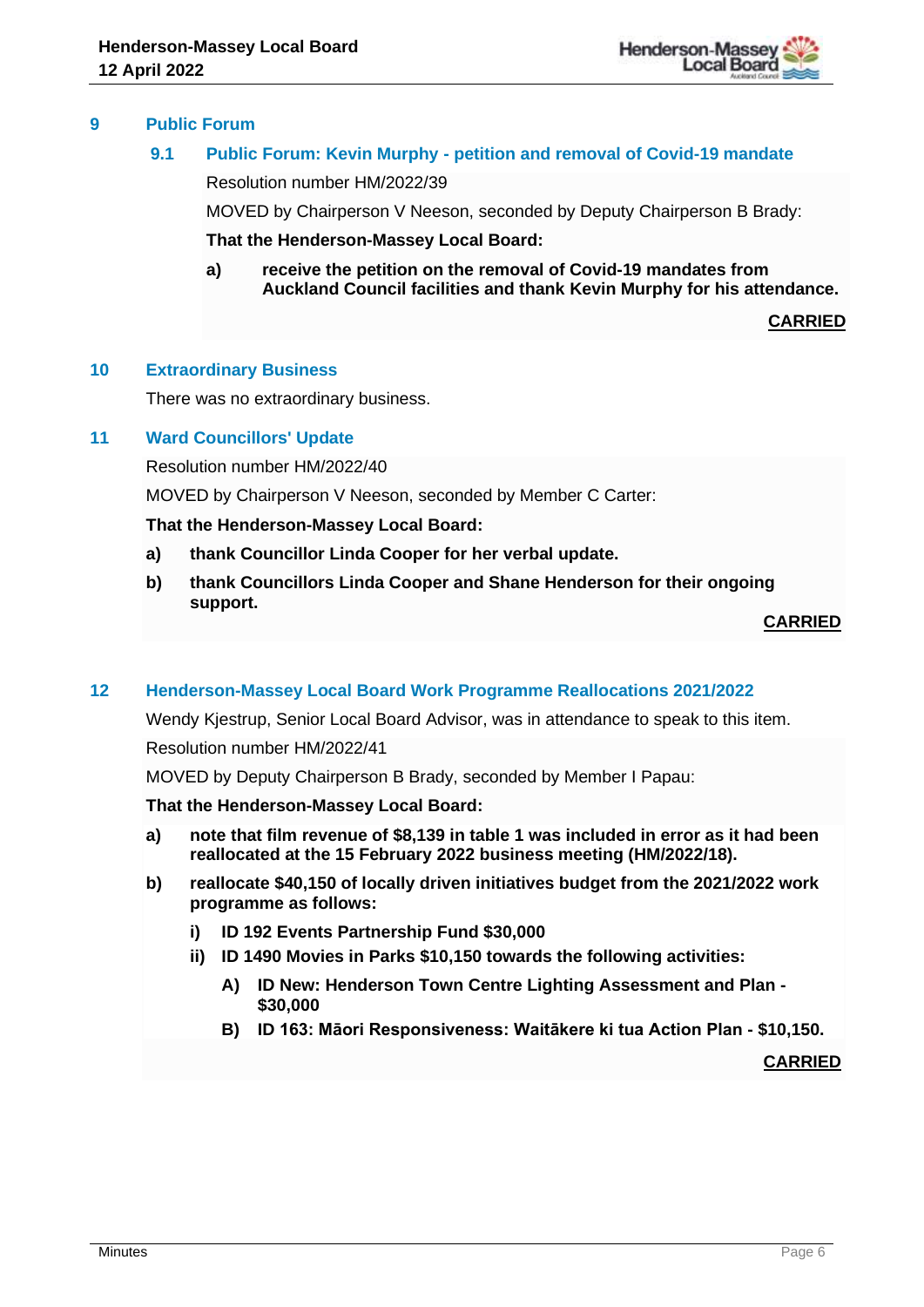## 9 Public Forum

### 9.1 Public Forum: Kevin Murphy - petition and removal of Covid-19 mandate

Resolution number HM/2022/39

MOVED by Chairperson V Neeson, seconded by Deputy Chairperson B Brady:

**That the Henderson-Massey Local Board:**

**a) receive the petition on the removal of Covid-19 mandates from Auckland Council facilities and thank Kevin Murphy for his attendance.**

**CARRIED**

## 10 Extraordinary Business

There was no extraordinary business.

## 11 Ward Councillors' Update

Resolution number HM/2022/40

MOVED by Chairperson V Neeson, seconded by Member C Carter:

**That the Henderson-Massey Local Board:**

**a) thank Councillor Linda Cooper for her verbal update.**

**b) thank Councillors Linda Cooper and Shane Henderson for their ongoing support.**

**CARRIED**

## 12 Henderson-Massey Local Board Work Programme Reallocations 2021/2022

Wendy Kjestrup, Senior Local Board Advisor, was in attendance to speak to this item.

Resolution number HM/2022/41

MOVED by Deputy Chairperson B Brady, seconded by Member I Papau:

**That the Henderson-Massey Local Board:**

**a) note that film revenue of $8,139 in table 1 was included in error as it had been reallocated at the 15 February 2022 business meeting (HM/2022/18).**

**b) reallocate $40,150 of locally driven initiatives budget from the 2021/2022 work programme as follows:**

**i) ID 192 Events Partnership Fund $30,000**

**ii) ID 1490 Movies in Parks $10,150 towards the following activities:**

**A) ID New: Henderson Town Centre Lighting Assessment and Plan - $30,000**

**B) ID 163: Māori Responsiveness: Waitākere ki tua Action Plan - $10,150.**

**CARRIED**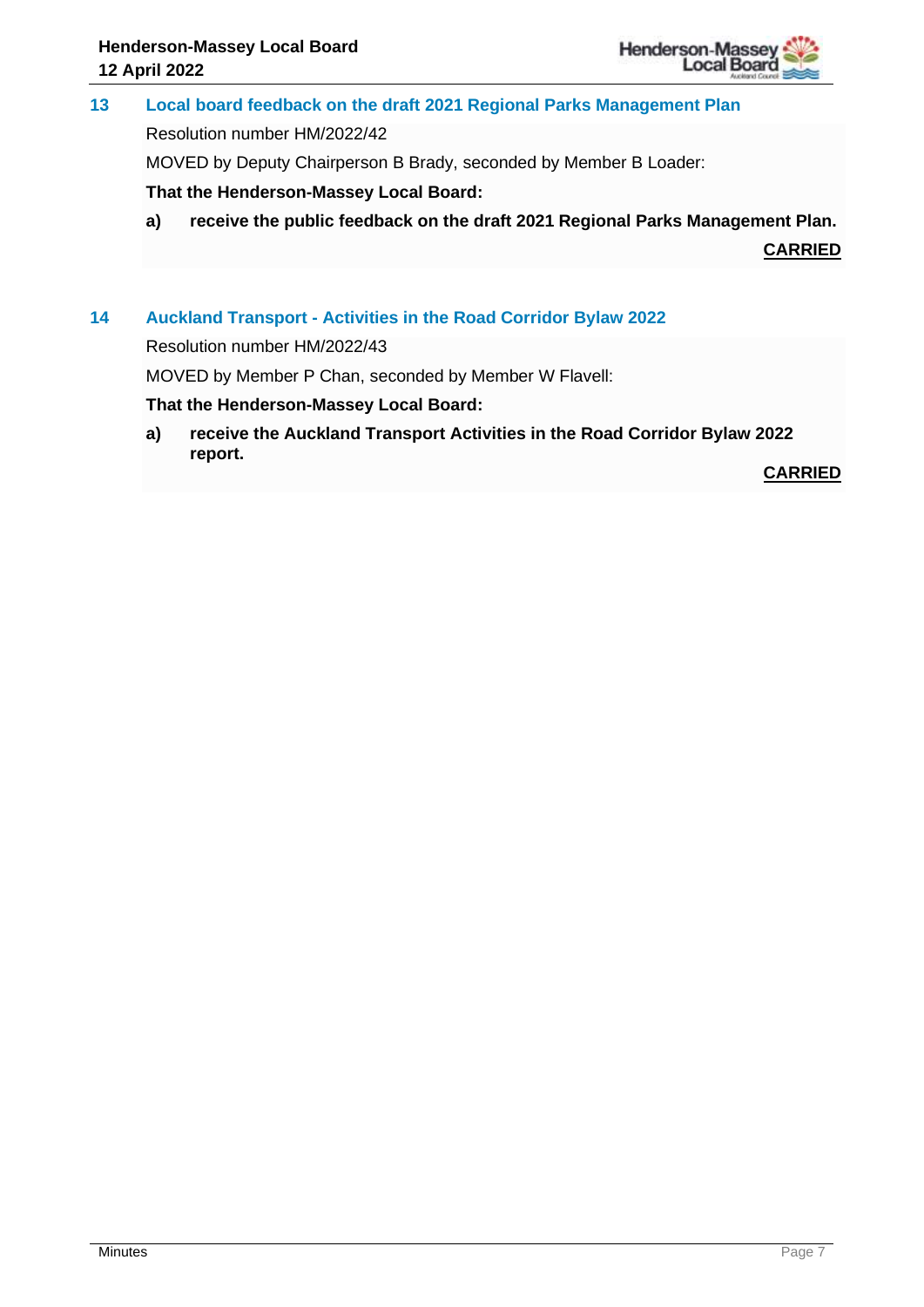## 13 Local board feedback on the draft 2021 Regional Parks Management Plan

Resolution number HM/2022/42

MOVED by Deputy Chairperson B Brady, seconded by Member B Loader:

**That the Henderson-Massey Local Board:**

**a) receive the public feedback on the draft 2021 Regional Parks Management Plan.**

**CARRIED**

## 14 Auckland Transport - Activities in the Road Corridor Bylaw 2022

Resolution number HM/2022/43

MOVED by Member P Chan, seconded by Member W Flavell:

**That the Henderson-Massey Local Board:**

**a) receive the Auckland Transport Activities in the Road Corridor Bylaw 2022 report.**

**CARRIED**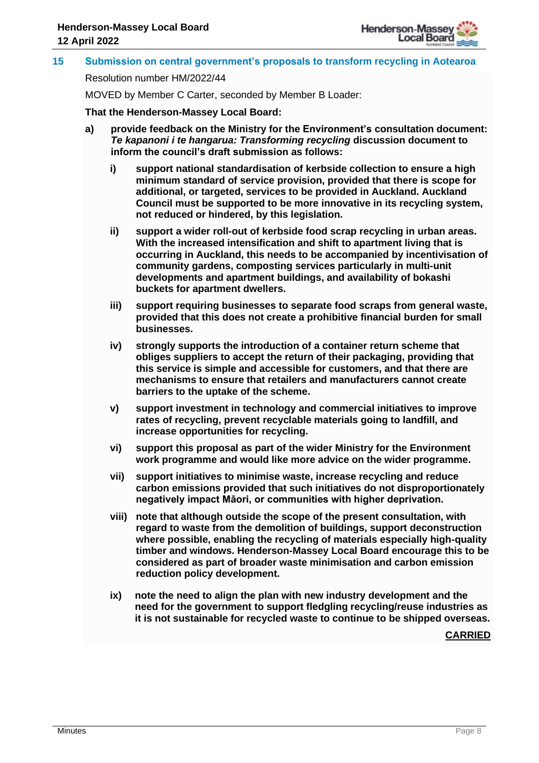## 15 Submission on central government's proposals to transform recycling in Aotearoa

Resolution number HM/2022/44

MOVED by Member C Carter, seconded by Member B Loader:

**That the Henderson-Massey Local Board:**

a) **provide feedback on the Ministry for the Environment's consultation document: *Te kapanoni i te hangarua: Transforming recycling* discussion document to inform the council's draft submission as follows:**

   i) **support national standardisation of kerbside collection to ensure a high minimum standard of service provision, provided that there is scope for additional, or targeted, services to be provided in Auckland. Auckland Council must be supported to be more innovative in its recycling system, not reduced or hindered, by this legislation.**

   ii) **support a wider roll-out of kerbside food scrap recycling in urban areas. With the increased intensification and shift to apartment living that is occurring in Auckland, this needs to be accompanied by incentivisation of community gardens, composting services particularly in multi-unit developments and apartment buildings, and availability of bokashi buckets for apartment dwellers.**

   iii) **support requiring businesses to separate food scraps from general waste, provided that this does not create a prohibitive financial burden for small businesses.**

   iv) **strongly supports the introduction of a container return scheme that obliges suppliers to accept the return of their packaging, providing that this service is simple and accessible for customers, and that there are mechanisms to ensure that retailers and manufacturers cannot create barriers to the uptake of the scheme.**

   v) **support investment in technology and commercial initiatives to improve rates of recycling, prevent recyclable materials going to landfill, and increase opportunities for recycling.**

   vi) **support this proposal as part of the wider Ministry for the Environment work programme and would like more advice on the wider programme.**

   vii) **support initiatives to minimise waste, increase recycling and reduce carbon emissions provided that such initiatives do not disproportionately negatively impact Māori, or communities with higher deprivation.**

   viii) **note that although outside the scope of the present consultation, with regard to waste from the demolition of buildings, support deconstruction where possible, enabling the recycling of materials especially high-quality timber and windows. Henderson-Massey Local Board encourage this to be considered as part of broader waste minimisation and carbon emission reduction policy development.**

   ix) **note the need to align the plan with new industry development and the need for the government to support fledgling recycling/reuse industries as it is not sustainable for recycled waste to continue to be shipped overseas.**

**CARRIED**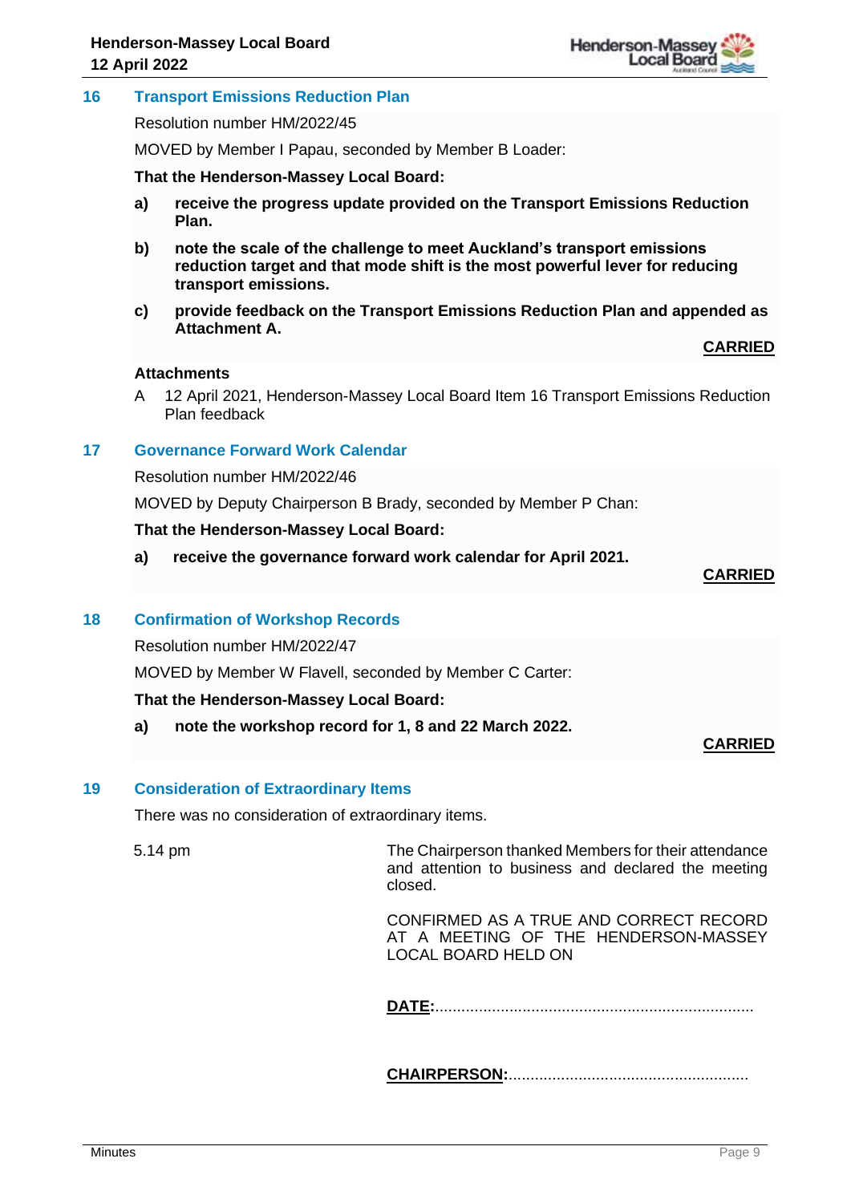## 16 Transport Emissions Reduction Plan

Resolution number HM/2022/45

MOVED by Member I Papau, seconded by Member B Loader:

**That the Henderson-Massey Local Board:**

**a) receive the progress update provided on the Transport Emissions Reduction Plan.**

**b) note the scale of the challenge to meet Auckland's transport emissions reduction target and that mode shift is the most powerful lever for reducing transport emissions.**

**c) provide feedback on the Transport Emissions Reduction Plan and appended as Attachment A.**

**CARRIED**

**Attachments**

A 12 April 2021, Henderson-Massey Local Board Item 16 Transport Emissions Reduction Plan feedback

## 17 Governance Forward Work Calendar

Resolution number HM/2022/46

MOVED by Deputy Chairperson B Brady, seconded by Member P Chan:

**That the Henderson-Massey Local Board:**

**a) receive the governance forward work calendar for April 2021.**

**CARRIED**

## 18 Confirmation of Workshop Records

Resolution number HM/2022/47

MOVED by Member W Flavell, seconded by Member C Carter:

**That the Henderson-Massey Local Board:**

**a) note the workshop record for 1, 8 and 22 March 2022.**

**CARRIED**

## 19 Consideration of Extraordinary Items

There was no consideration of extraordinary items.

5.14 pm

The Chairperson thanked Members for their attendance and attention to business and declared the meeting closed.

CONFIRMED AS A TRUE AND CORRECT RECORD AT A MEETING OF THE HENDERSON-MASSEY LOCAL BOARD HELD ON

**DATE:**.........................................................................

**CHAIRPERSON:**.......................................................